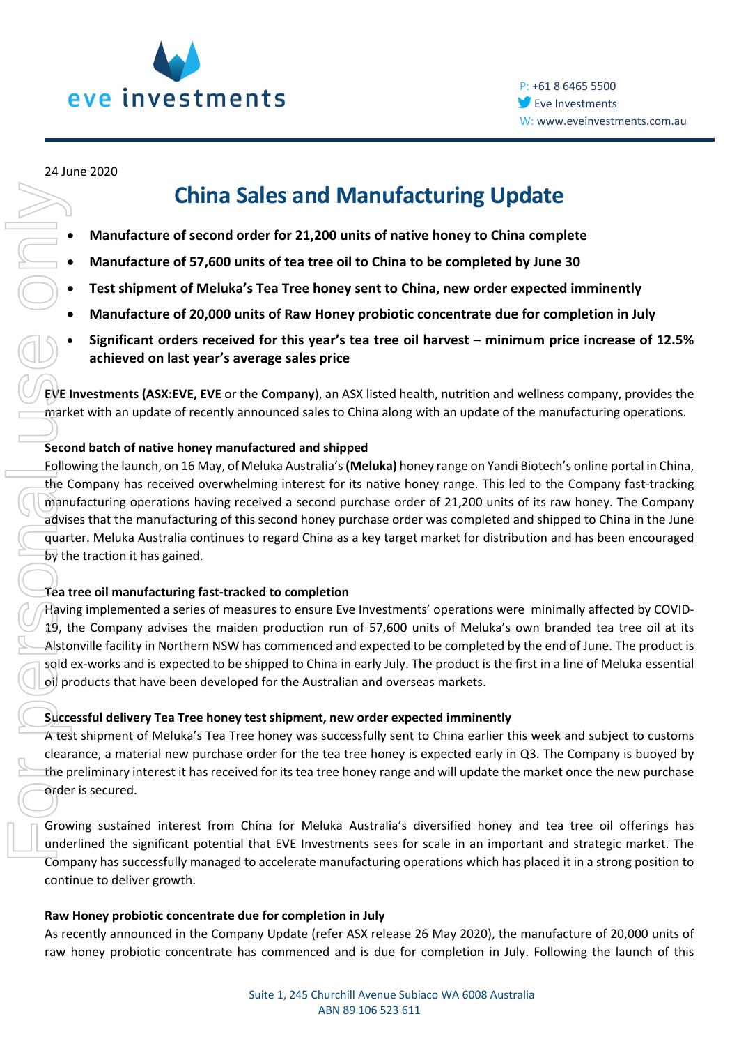eve investments

P: +61 8 6465 5500
Eve Investments
W: www.eveinvestments.com.au

24 June 2020

# China Sales and Manufacturing Update

- **Manufacture of second order for 21,200 units of native honey to China complete**
- **Manufacture of 57,600 units of tea tree oil to China to be completed by June 30**
- **Test shipment of Meluka's Tea Tree honey sent to China, new order expected imminently**
- **Manufacture of 20,000 units of Raw Honey probiotic concentrate due for completion in July**
- **Significant orders received for this year's tea tree oil harvest – minimum price increase of 12.5% achieved on last year's average sales price**

**EVE Investments (ASX:EVE, EVE** or the **Company**), an ASX listed health, nutrition and wellness company, provides the market with an update of recently announced sales to China along with an update of the manufacturing operations.

**Second batch of native honey manufactured and shipped**

Following the launch, on 16 May, of Meluka Australia's **(Meluka)** honey range on Yandi Biotech's online portal in China, the Company has received overwhelming interest for its native honey range. This led to the Company fast-tracking manufacturing operations having received a second purchase order of 21,200 units of its raw honey. The Company advises that the manufacturing of this second honey purchase order was completed and shipped to China in the June quarter. Meluka Australia continues to regard China as a key target market for distribution and has been encouraged by the traction it has gained.

**Tea tree oil manufacturing fast-tracked to completion**

Having implemented a series of measures to ensure Eve Investments' operations were minimally affected by COVID-19, the Company advises the maiden production run of 57,600 units of Meluka's own branded tea tree oil at its Alstonville facility in Northern NSW has commenced and expected to be completed by the end of June. The product is sold ex-works and is expected to be shipped to China in early July. The product is the first in a line of Meluka essential oil products that have been developed for the Australian and overseas markets.

**Successful delivery Tea Tree honey test shipment, new order expected imminently**

A test shipment of Meluka's Tea Tree honey was successfully sent to China earlier this week and subject to customs clearance, a material new purchase order for the tea tree honey is expected early in Q3. The Company is buoyed by the preliminary interest it has received for its tea tree honey range and will update the market once the new purchase order is secured.

Growing sustained interest from China for Meluka Australia's diversified honey and tea tree oil offerings has underlined the significant potential that EVE Investments sees for scale in an important and strategic market. The Company has successfully managed to accelerate manufacturing operations which has placed it in a strong position to continue to deliver growth.

**Raw Honey probiotic concentrate due for completion in July**

As recently announced in the Company Update (refer ASX release 26 May 2020), the manufacture of 20,000 units of raw honey probiotic concentrate has commenced and is due for completion in July. Following the launch of this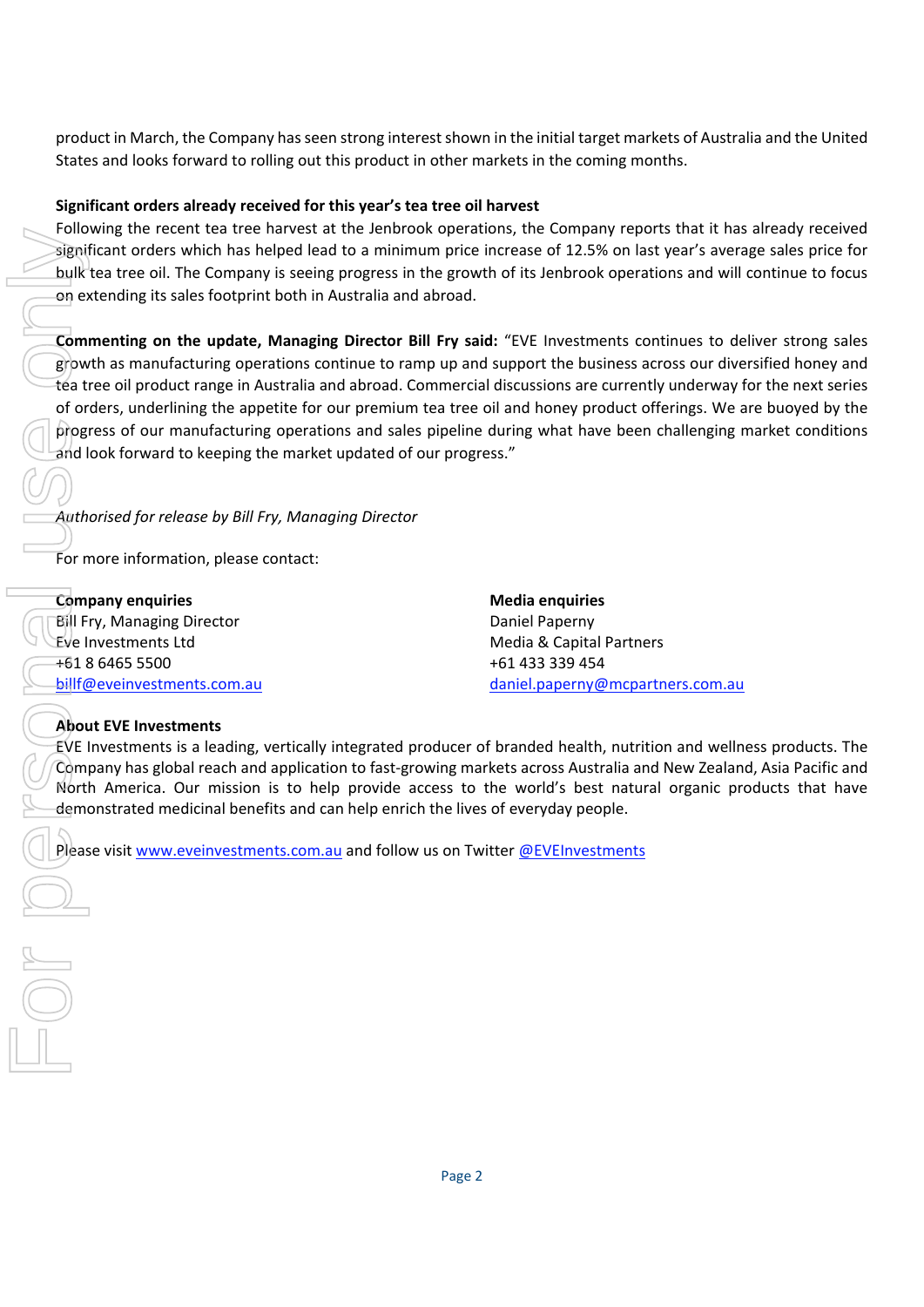product in March, the Company has seen strong interest shown in the initial target markets of Australia and the United States and looks forward to rolling out this product in other markets in the coming months.

**Significant orders already received for this year's tea tree oil harvest**

Following the recent tea tree harvest at the Jenbrook operations, the Company reports that it has already received significant orders which has helped lead to a minimum price increase of 12.5% on last year's average sales price for bulk tea tree oil. The Company is seeing progress in the growth of its Jenbrook operations and will continue to focus on extending its sales footprint both in Australia and abroad.

**Commenting on the update, Managing Director Bill Fry said:** "EVE Investments continues to deliver strong sales growth as manufacturing operations continue to ramp up and support the business across our diversified honey and tea tree oil product range in Australia and abroad. Commercial discussions are currently underway for the next series of orders, underlining the appetite for our premium tea tree oil and honey product offerings. We are buoyed by the progress of our manufacturing operations and sales pipeline during what have been challenging market conditions and look forward to keeping the market updated of our progress."

*Authorised for release by Bill Fry, Managing Director*

For more information, please contact:

**Company enquiries**
Bill Fry, Managing Director
Eve Investments Ltd
+61 8 6465 5500
billf@eveinvestments.com.au

**Media enquiries**
Daniel Paperny
Media & Capital Partners
+61 433 339 454
daniel.paperny@mcpartners.com.au

**About EVE Investments**

EVE Investments is a leading, vertically integrated producer of branded health, nutrition and wellness products. The Company has global reach and application to fast-growing markets across Australia and New Zealand, Asia Pacific and North America. Our mission is to help provide access to the world's best natural organic products that have demonstrated medicinal benefits and can help enrich the lives of everyday people.

Please visit www.eveinvestments.com.au and follow us on Twitter @EVEInvestments